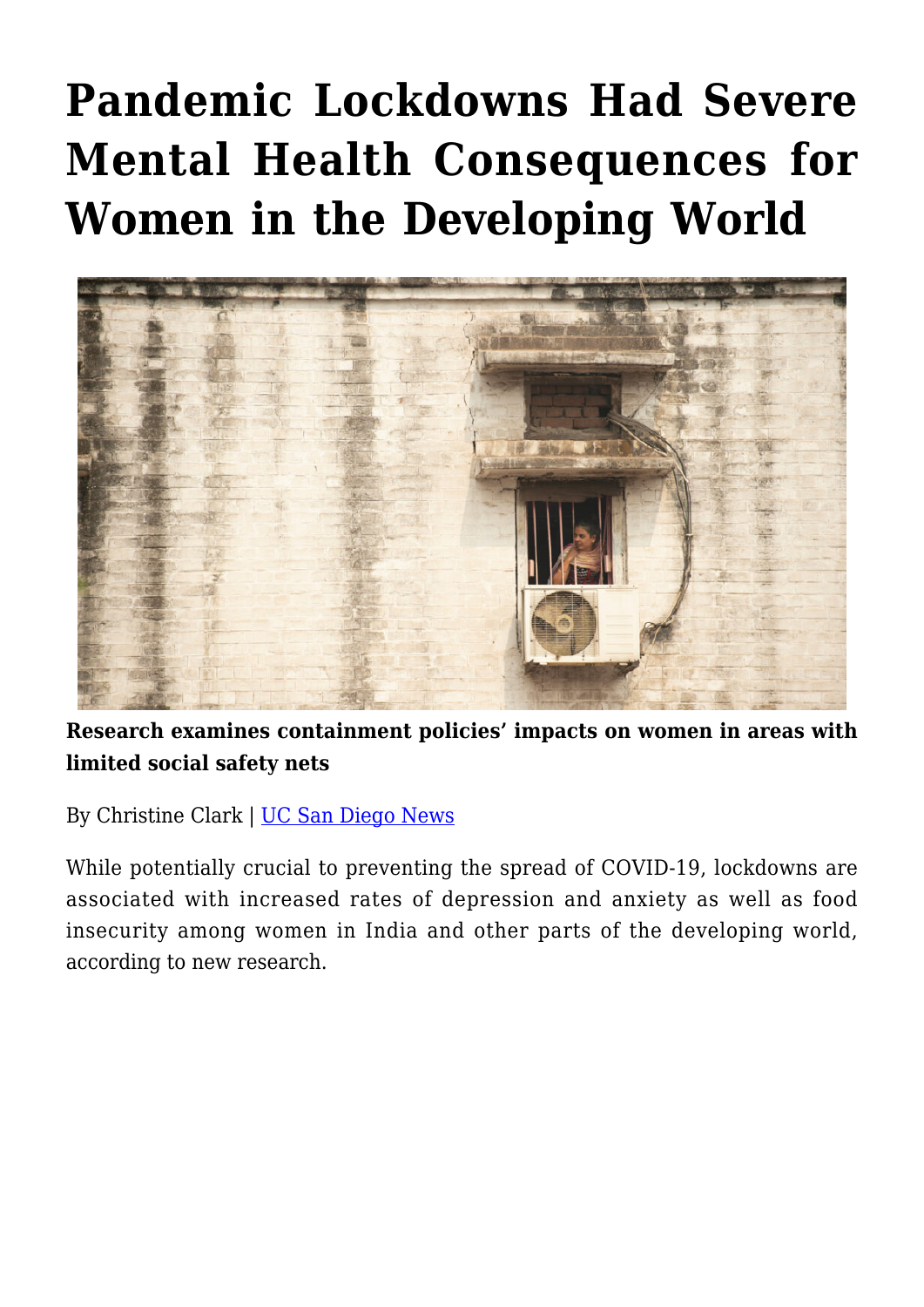# Pandemic Lockdowns Had Severe Mental Health Consequences for Women in the Developing World

**Research examines containment policies' impacts on women in areas with limited social safety nets**

By Christine Clark | UC San Diego News

While potentially crucial to preventing the spread of COVID-19, lockdowns are associated with increased rates of depression and anxiety as well as food insecurity among women in India and other parts of the developing world, according to new research.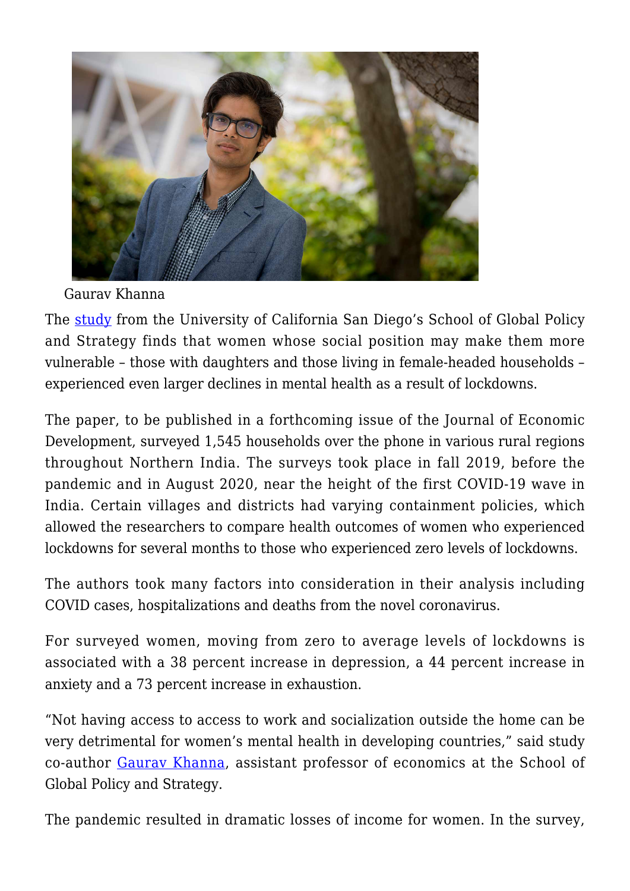Gaurav Khanna

The [study](#) from the University of California San Diego's School of Global Policy and Strategy finds that women whose social position may make them more vulnerable – those with daughters and those living in female-headed households – experienced even larger declines in mental health as a result of lockdowns.

The paper, to be published in a forthcoming issue of the Journal of Economic Development, surveyed 1,545 households over the phone in various rural regions throughout Northern India. The surveys took place in fall 2019, before the pandemic and in August 2020, near the height of the first COVID-19 wave in India. Certain villages and districts had varying containment policies, which allowed the researchers to compare health outcomes of women who experienced lockdowns for several months to those who experienced zero levels of lockdowns.

The authors took many factors into consideration in their analysis including COVID cases, hospitalizations and deaths from the novel coronavirus.

For surveyed women, moving from zero to average levels of lockdowns is associated with a 38 percent increase in depression, a 44 percent increase in anxiety and a 73 percent increase in exhaustion.

"Not having access to access to work and socialization outside the home can be very detrimental for women's mental health in developing countries," said study co-author [Gaurav Khanna](#), assistant professor of economics at the School of Global Policy and Strategy.

The pandemic resulted in dramatic losses of income for women. In the survey,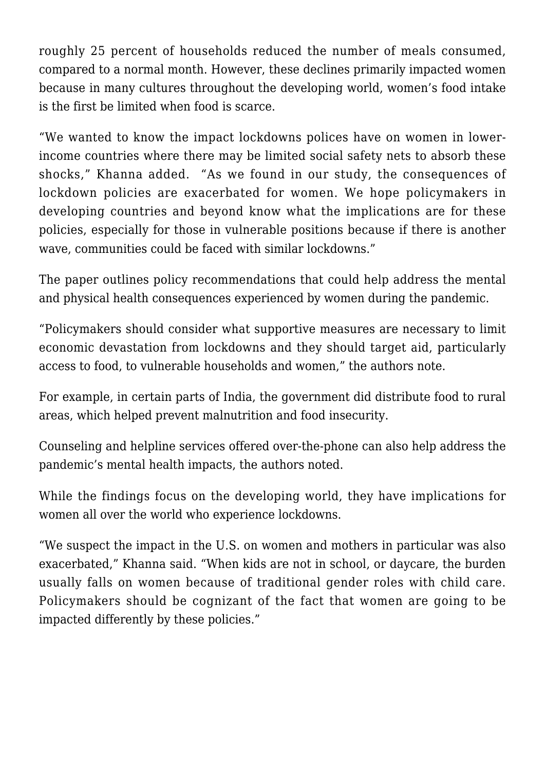roughly 25 percent of households reduced the number of meals consumed, compared to a normal month. However, these declines primarily impacted women because in many cultures throughout the developing world, women's food intake is the first be limited when food is scarce.

"We wanted to know the impact lockdowns polices have on women in lower-income countries where there may be limited social safety nets to absorb these shocks," Khanna added. "As we found in our study, the consequences of lockdown policies are exacerbated for women. We hope policymakers in developing countries and beyond know what the implications are for these policies, especially for those in vulnerable positions because if there is another wave, communities could be faced with similar lockdowns."

The paper outlines policy recommendations that could help address the mental and physical health consequences experienced by women during the pandemic.

"Policymakers should consider what supportive measures are necessary to limit economic devastation from lockdowns and they should target aid, particularly access to food, to vulnerable households and women," the authors note.

For example, in certain parts of India, the government did distribute food to rural areas, which helped prevent malnutrition and food insecurity.

Counseling and helpline services offered over-the-phone can also help address the pandemic's mental health impacts, the authors noted.

While the findings focus on the developing world, they have implications for women all over the world who experience lockdowns.

"We suspect the impact in the U.S. on women and mothers in particular was also exacerbated," Khanna said. "When kids are not in school, or daycare, the burden usually falls on women because of traditional gender roles with child care. Policymakers should be cognizant of the fact that women are going to be impacted differently by these policies."